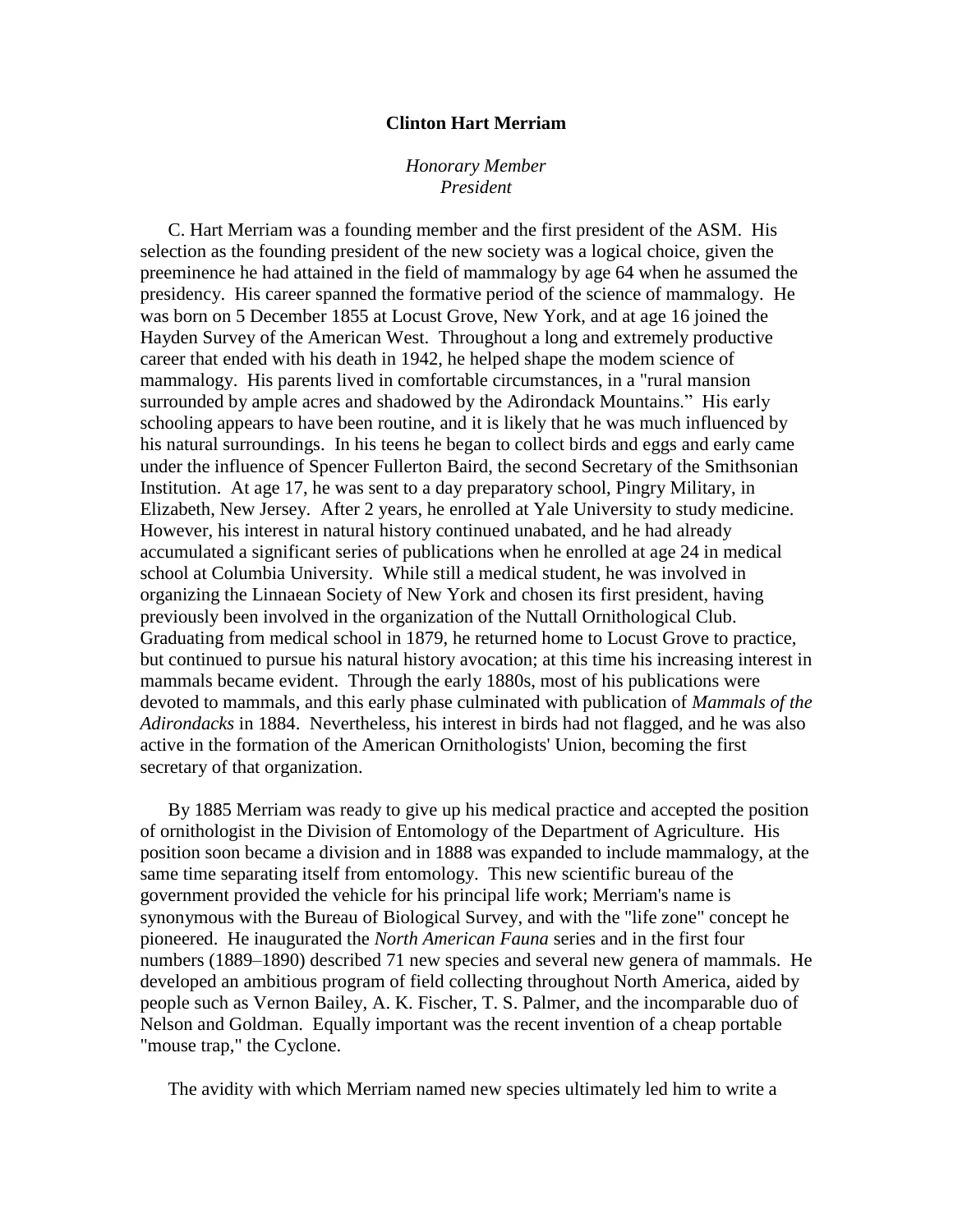# Clinton Hart Merriam

*Honorary Member*
*President*

C. Hart Merriam was a founding member and the first president of the ASM. His selection as the founding president of the new society was a logical choice, given the preeminence he had attained in the field of mammalogy by age 64 when he assumed the presidency. His career spanned the formative period of the science of mammalogy. He was born on 5 December 1855 at Locust Grove, New York, and at age 16 joined the Hayden Survey of the American West. Throughout a long and extremely productive career that ended with his death in 1942, he helped shape the modem science of mammalogy. His parents lived in comfortable circumstances, in a "rural mansion surrounded by ample acres and shadowed by the Adirondack Mountains." His early schooling appears to have been routine, and it is likely that he was much influenced by his natural surroundings. In his teens he began to collect birds and eggs and early came under the influence of Spencer Fullerton Baird, the second Secretary of the Smithsonian Institution. At age 17, he was sent to a day preparatory school, Pingry Military, in Elizabeth, New Jersey. After 2 years, he enrolled at Yale University to study medicine. However, his interest in natural history continued unabated, and he had already accumulated a significant series of publications when he enrolled at age 24 in medical school at Columbia University. While still a medical student, he was involved in organizing the Linnaean Society of New York and chosen its first president, having previously been involved in the organization of the Nuttall Ornithological Club. Graduating from medical school in 1879, he returned home to Locust Grove to practice, but continued to pursue his natural history avocation; at this time his increasing interest in mammals became evident. Through the early 1880s, most of his publications were devoted to mammals, and this early phase culminated with publication of *Mammals of the Adirondacks* in 1884. Nevertheless, his interest in birds had not flagged, and he was also active in the formation of the American Ornithologists' Union, becoming the first secretary of that organization.

By 1885 Merriam was ready to give up his medical practice and accepted the position of ornithologist in the Division of Entomology of the Department of Agriculture. His position soon became a division and in 1888 was expanded to include mammalogy, at the same time separating itself from entomology. This new scientific bureau of the government provided the vehicle for his principal life work; Merriam's name is synonymous with the Bureau of Biological Survey, and with the "life zone" concept he pioneered. He inaugurated the *North American Fauna* series and in the first four numbers (1889–1890) described 71 new species and several new genera of mammals. He developed an ambitious program of field collecting throughout North America, aided by people such as Vernon Bailey, A. K. Fischer, T. S. Palmer, and the incomparable duo of Nelson and Goldman. Equally important was the recent invention of a cheap portable "mouse trap," the Cyclone.

The avidity with which Merriam named new species ultimately led him to write a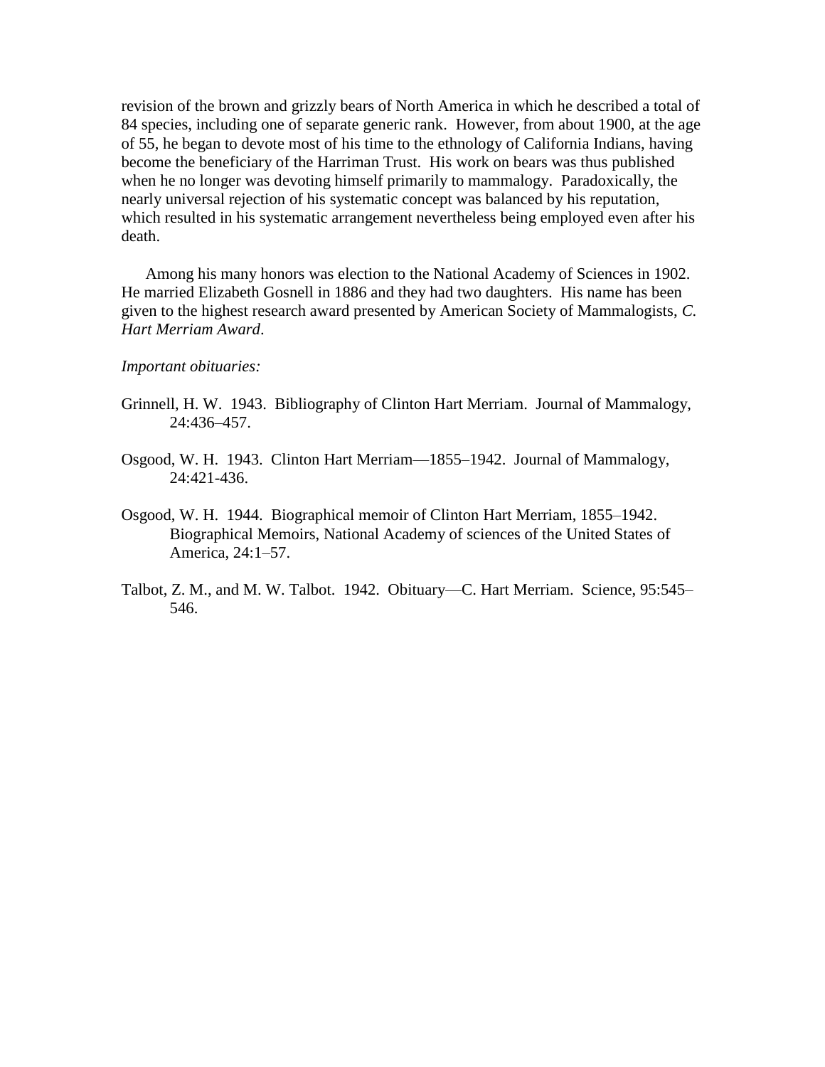revision of the brown and grizzly bears of North America in which he described a total of 84 species, including one of separate generic rank. However, from about 1900, at the age of 55, he began to devote most of his time to the ethnology of California Indians, having become the beneficiary of the Harriman Trust. His work on bears was thus published when he no longer was devoting himself primarily to mammalogy. Paradoxically, the nearly universal rejection of his systematic concept was balanced by his reputation, which resulted in his systematic arrangement nevertheless being employed even after his death.

Among his many honors was election to the National Academy of Sciences in 1902. He married Elizabeth Gosnell in 1886 and they had two daughters. His name has been given to the highest research award presented by American Society of Mammalogists, *C. Hart Merriam Award*.

*Important obituaries:*

Grinnell, H. W. 1943. Bibliography of Clinton Hart Merriam. Journal of Mammalogy, 24:436–457.

Osgood, W. H. 1943. Clinton Hart Merriam—1855–1942. Journal of Mammalogy, 24:421-436.

Osgood, W. H. 1944. Biographical memoir of Clinton Hart Merriam, 1855–1942. Biographical Memoirs, National Academy of sciences of the United States of America, 24:1–57.

Talbot, Z. M., and M. W. Talbot. 1942. Obituary—C. Hart Merriam. Science, 95:545–546.